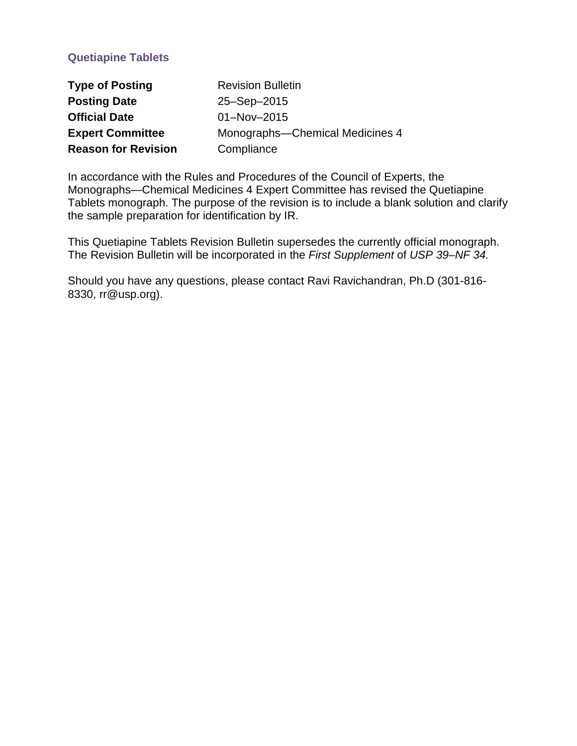# Quetiapine Tablets

| | |
|---|---|
| **Type of Posting** | Revision Bulletin |
| **Posting Date** | 25–Sep–2015 |
| **Official Date** | 01–Nov–2015 |
| **Expert Committee** | Monographs—Chemical Medicines 4 |
| **Reason for Revision** | Compliance |

In accordance with the Rules and Procedures of the Council of Experts, the Monographs—Chemical Medicines 4 Expert Committee has revised the Quetiapine Tablets monograph. The purpose of the revision is to include a blank solution and clarify the sample preparation for identification by IR.

This Quetiapine Tablets Revision Bulletin supersedes the currently official monograph. The Revision Bulletin will be incorporated in the *First Supplement* of *USP 39–NF 34.*

Should you have any questions, please contact Ravi Ravichandran, Ph.D (301-816-8330, rr@usp.org).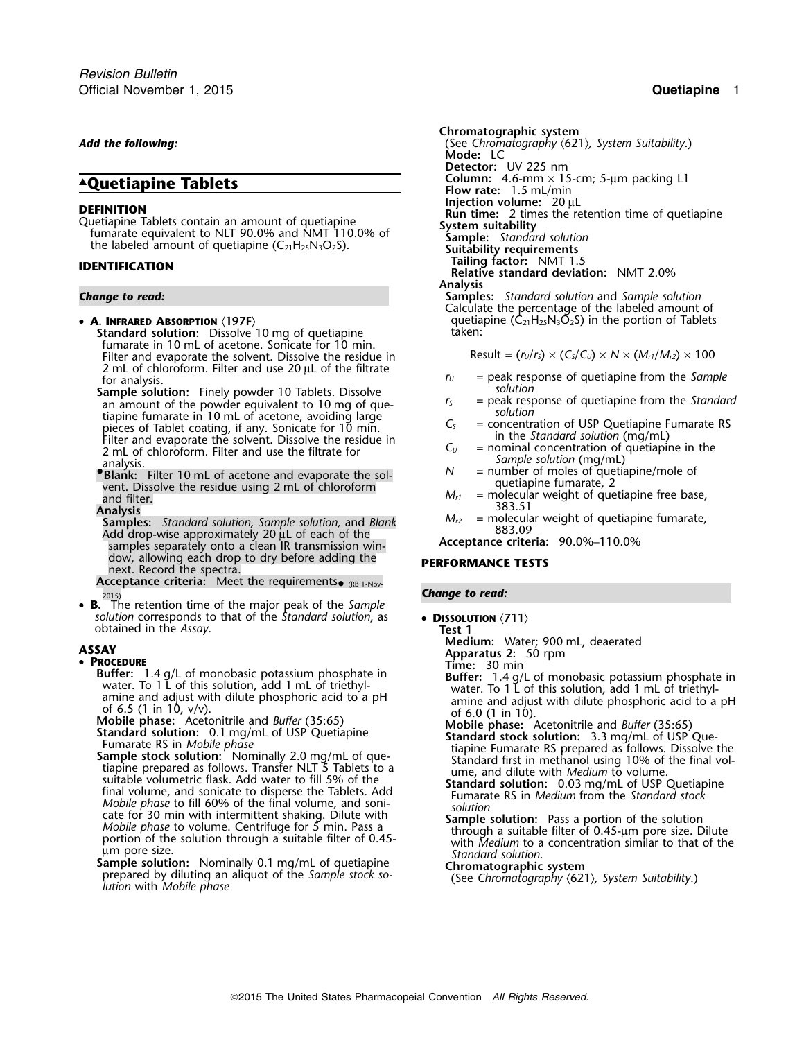*Add the following:*

# ▲Quetiapine Tablets

## DEFINITION

Quetiapine Tablets contain an amount of quetiapine fumarate equivalent to NLT 90.0% and NMT 110.0% of the labeled amount of quetiapine ($C_{21}H_{25}N_3O_2S$).

## IDENTIFICATION

*Change to read:*

- **A. Infrared Absorption ⟨197F⟩**

  **Standard solution:** Dissolve 10 mg of quetiapine fumarate in 10 mL of acetone. Sonicate for 10 min. Filter and evaporate the solvent. Dissolve the residue in 2 mL of chloroform. Filter and use 20 µL of the filtrate for analysis.

  **Sample solution:** Finely powder 10 Tablets. Dissolve an amount of the powder equivalent to 10 mg of quetiapine fumarate in 10 mL of acetone, avoiding large pieces of Tablet coating, if any. Sonicate for 10 min. Filter and evaporate the solvent. Dissolve the residue in 2 mL of chloroform. Filter and use the filtrate for analysis.

  •**Blank:** Filter 10 mL of acetone and evaporate the solvent. Dissolve the residue using 2 mL of chloroform and filter.

  **Analysis**

  **Samples:** *Standard solution, Sample solution,* and *Blank*

  Add drop-wise approximately 20 µL of each of the samples separately onto a clean IR transmission window, allowing each drop to dry before adding the next. Record the spectra.

  **Acceptance criteria:** Meet the requirements• (RB 1-Nov-2015)

- **B.** The retention time of the major peak of the *Sample solution* corresponds to that of the *Standard solution*, as obtained in the *Assay*.

## ASSAY

- **Procedure**

  **Buffer:** 1.4 g/L of monobasic potassium phosphate in water. To 1 L of this solution, add 1 mL of triethylamine and adjust with dilute phosphoric acid to a pH of 6.5 (1 in 10, v/v).

  **Mobile phase:** Acetonitrile and *Buffer* (35:65)

  **Standard solution:** 0.1 mg/mL of USP Quetiapine Fumarate RS in *Mobile phase*

  **Sample stock solution:** Nominally 2.0 mg/mL of quetiapine prepared as follows. Transfer NLT 5 Tablets to a suitable volumetric flask. Add water to fill 5% of the final volume, and sonicate to disperse the Tablets. Add *Mobile phase* to fill 60% of the final volume, and sonicate for 30 min with intermittent shaking. Dilute with *Mobile phase* to volume. Centrifuge for 5 min. Pass a portion of the solution through a suitable filter of 0.45-µm pore size.

  **Sample solution:** Nominally 0.1 mg/mL of quetiapine prepared by diluting an aliquot of the *Sample stock solution* with *Mobile phase*

  **Chromatographic system**

  (See *Chromatography* ⟨621⟩*, System Suitability*.)

  **Mode:** LC

  **Detector:** UV 225 nm

  **Column:** 4.6-mm × 15-cm; 5-µm packing L1

  **Flow rate:** 1.5 mL/min

  **Injection volume:** 20 µL

  **Run time:** 2 times the retention time of quetiapine

  **System suitability**

  **Sample:** *Standard solution*

  **Suitability requirements**

  **Tailing factor:** NMT 1.5

  **Relative standard deviation:** NMT 2.0%

  **Analysis**

  **Samples:** *Standard solution* and *Sample solution*

  Calculate the percentage of the labeled amount of quetiapine ($C_{21}H_{25}N_3O_2S$) in the portion of Tablets taken:

  $$\text{Result} = (r_U/r_S) \times (C_S/C_U) \times N \times (M_{r1}/M_{r2}) \times 100$$

  $r_U$ = peak response of quetiapine from the *Sample solution*

  $r_S$ = peak response of quetiapine from the *Standard solution*

  $C_S$ = concentration of USP Quetiapine Fumarate RS in the *Standard solution* (mg/mL)

  $C_U$ = nominal concentration of quetiapine in the *Sample solution* (mg/mL)

  $N$ = number of moles of quetiapine/mole of quetiapine fumarate, 2

  $M_{r1}$ = molecular weight of quetiapine free base, 383.51

  $M_{r2}$ = molecular weight of quetiapine fumarate, 883.09

  **Acceptance criteria:** 90.0%–110.0%

## PERFORMANCE TESTS

*Change to read:*

- **Dissolution ⟨711⟩**

  **Test 1**

  **Medium:** Water; 900 mL, deaerated

  **Apparatus 2:** 50 rpm

  **Time:** 30 min

  **Buffer:** 1.4 g/L of monobasic potassium phosphate in water. To 1 L of this solution, add 1 mL of triethylamine and adjust with dilute phosphoric acid to a pH of 6.0 (1 in 10).

  **Mobile phase:** Acetonitrile and *Buffer* (35:65)

  **Standard stock solution:** 3.3 mg/mL of USP Quetiapine Fumarate RS prepared as follows. Dissolve the Standard first in methanol using 10% of the final volume, and dilute with *Medium* to volume.

  **Standard solution:** 0.03 mg/mL of USP Quetiapine Fumarate RS in *Medium* from the *Standard stock solution*

  **Sample solution:** Pass a portion of the solution through a suitable filter of 0.45-µm pore size. Dilute with *Medium* to a concentration similar to that of the *Standard solution*.

  **Chromatographic system**

  (See *Chromatography* ⟨621⟩*, System Suitability*.)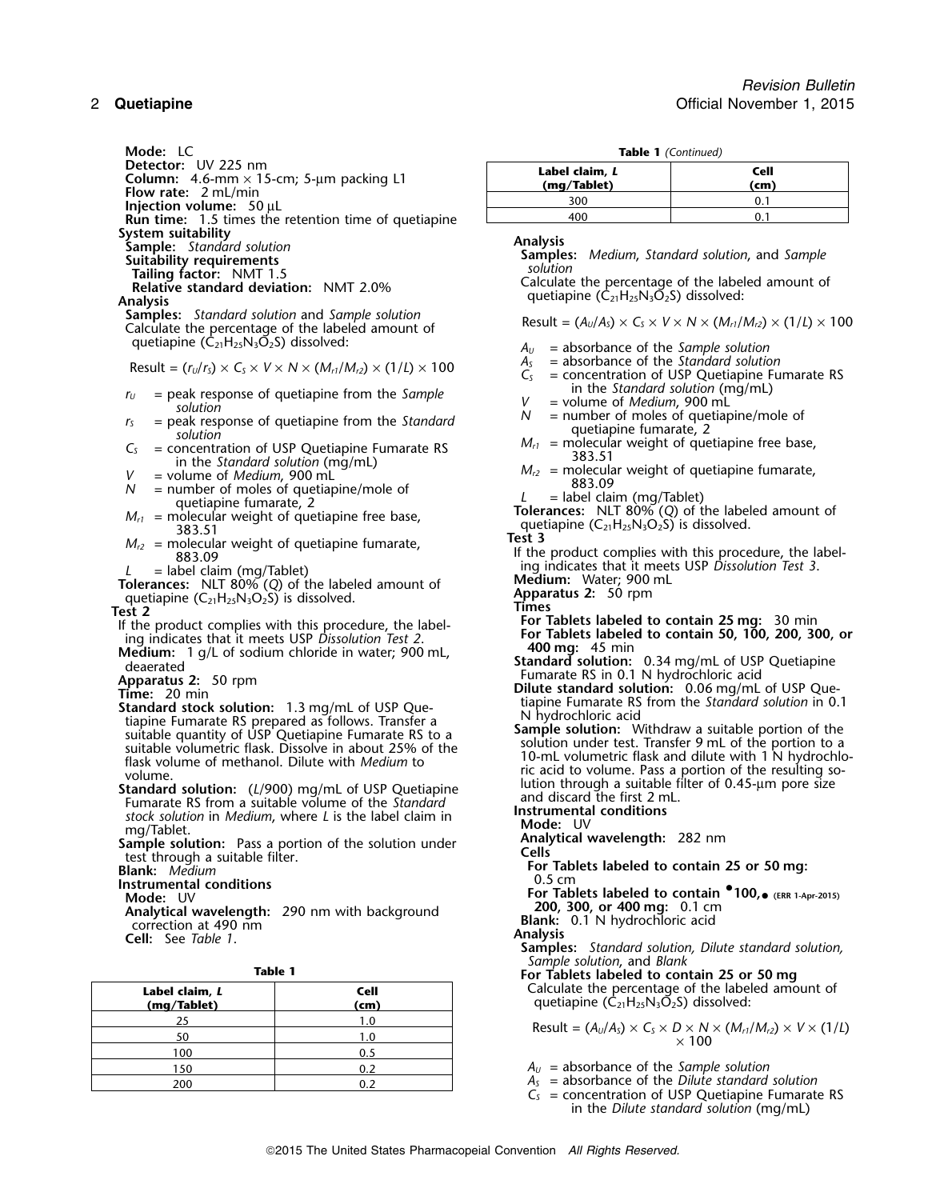**Mode:** LC
**Detector:** UV 225 nm
**Column:** 4.6-mm × 15-cm; 5-µm packing L1
**Flow rate:** 2 mL/min
**Injection volume:** 50 µL
**Run time:** 1.5 times the retention time of quetiapine

**System suitability**
**Sample:** *Standard solution*
**Suitability requirements**
**Tailing factor:** NMT 1.5
**Relative standard deviation:** NMT 2.0%

**Analysis**
**Samples:** *Standard solution* and *Sample solution*
Calculate the percentage of the labeled amount of quetiapine ($C_{21}H_{25}N_3O_2S$) dissolved:

$$\text{Result} = (r_U/r_S) \times C_S \times V \times N \times (M_{r1}/M_{r2}) \times (1/L) \times 100$$

$r_U$ = peak response of quetiapine from the *Sample solution*
$r_S$ = peak response of quetiapine from the *Standard solution*
$C_S$ = concentration of USP Quetiapine Fumarate RS in the *Standard solution* (mg/mL)
$V$ = volume of *Medium*, 900 mL
$N$ = number of moles of quetiapine/mole of quetiapine fumarate, 2
$M_{r1}$ = molecular weight of quetiapine free base, 383.51
$M_{r2}$ = molecular weight of quetiapine fumarate, 883.09
$L$ = label claim (mg/Tablet)

**Tolerances:** NLT 80% (*Q*) of the labeled amount of quetiapine ($C_{21}H_{25}N_3O_2S$) is dissolved.

**Test 2**
If the product complies with this procedure, the labeling indicates that it meets USP *Dissolution Test 2*.
**Medium:** 1 g/L of sodium chloride in water; 900 mL, deaerated
**Apparatus 2:** 50 rpm
**Time:** 20 min
**Standard stock solution:** 1.3 mg/mL of USP Quetiapine Fumarate RS prepared as follows. Transfer a suitable quantity of USP Quetiapine Fumarate RS to a suitable volumetric flask. Dissolve in about 25% of the flask volume of methanol. Dilute with *Medium* to volume.
**Standard solution:** (*L*/900) mg/mL of USP Quetiapine Fumarate RS from a suitable volume of the *Standard stock solution* in *Medium*, where *L* is the label claim in mg/Tablet.
**Sample solution:** Pass a portion of the solution under test through a suitable filter.
**Blank:** *Medium*
**Instrumental conditions**
**Mode:** UV
**Analytical wavelength:** 290 nm with background correction at 490 nm
**Cell:** See *Table 1*.

**Table 1**

| Label claim, *L* (mg/Tablet) | Cell (cm) |
|---|---|
| 25 | 1.0 |
| 50 | 1.0 |
| 100 | 0.5 |
| 150 | 0.2 |
| 200 | 0.2 |
| 300 | 0.1 |
| 400 | 0.1 |

**Analysis**
**Samples:** *Medium*, *Standard solution*, and *Sample solution*
Calculate the percentage of the labeled amount of quetiapine ($C_{21}H_{25}N_3O_2S$) dissolved:

$$\text{Result} = (A_U/A_S) \times C_S \times V \times N \times (M_{r1}/M_{r2}) \times (1/L) \times 100$$

$A_U$ = absorbance of the *Sample solution*
$A_S$ = absorbance of the *Standard solution*
$C_S$ = concentration of USP Quetiapine Fumarate RS in the *Standard solution* (mg/mL)
$V$ = volume of *Medium*, 900 mL
$N$ = number of moles of quetiapine/mole of quetiapine fumarate, 2
$M_{r1}$ = molecular weight of quetiapine free base, 383.51
$M_{r2}$ = molecular weight of quetiapine fumarate, 883.09
$L$ = label claim (mg/Tablet)

**Tolerances:** NLT 80% (*Q*) of the labeled amount of quetiapine ($C_{21}H_{25}N_3O_2S$) is dissolved.

**Test 3**
If the product complies with this procedure, the labeling indicates that it meets USP *Dissolution Test 3*.
**Medium:** Water; 900 mL
**Apparatus 2:** 50 rpm
**Times**
**For Tablets labeled to contain 25 mg:** 30 min
**For Tablets labeled to contain 50, 100, 200, 300, or 400 mg:** 45 min
**Standard solution:** 0.34 mg/mL of USP Quetiapine Fumarate RS in 0.1 N hydrochloric acid
**Dilute standard solution:** 0.06 mg/mL of USP Quetiapine Fumarate RS from the *Standard solution* in 0.1 N hydrochloric acid
**Sample solution:** Withdraw a suitable portion of the solution under test. Transfer 9 mL of the portion to a 10-mL volumetric flask and dilute with 1 N hydrochloric acid to volume. Pass a portion of the resulting solution through a suitable filter of 0.45-µm pore size and discard the first 2 mL.
**Instrumental conditions**
**Mode:** UV
**Analytical wavelength:** 282 nm
**Cells**
**For Tablets labeled to contain 25 or 50 mg:** 0.5 cm
**For Tablets labeled to contain ●100,● (ERR 1-Apr-2015) 200, 300, or 400 mg:** 0.1 cm
**Blank:** 0.1 N hydrochloric acid

**Analysis**
**Samples:** *Standard solution, Dilute standard solution, Sample solution*, and *Blank*
**For Tablets labeled to contain 25 or 50 mg**
Calculate the percentage of the labeled amount of quetiapine ($C_{21}H_{25}N_3O_2S$) dissolved:

$$\text{Result} = (A_U/A_S) \times C_S \times D \times N \times (M_{r1}/M_{r2}) \times V \times (1/L) \times 100$$

$A_U$ = absorbance of the *Sample solution*
$A_S$ = absorbance of the *Dilute standard solution*
$C_S$ = concentration of USP Quetiapine Fumarate RS in the *Dilute standard solution* (mg/mL)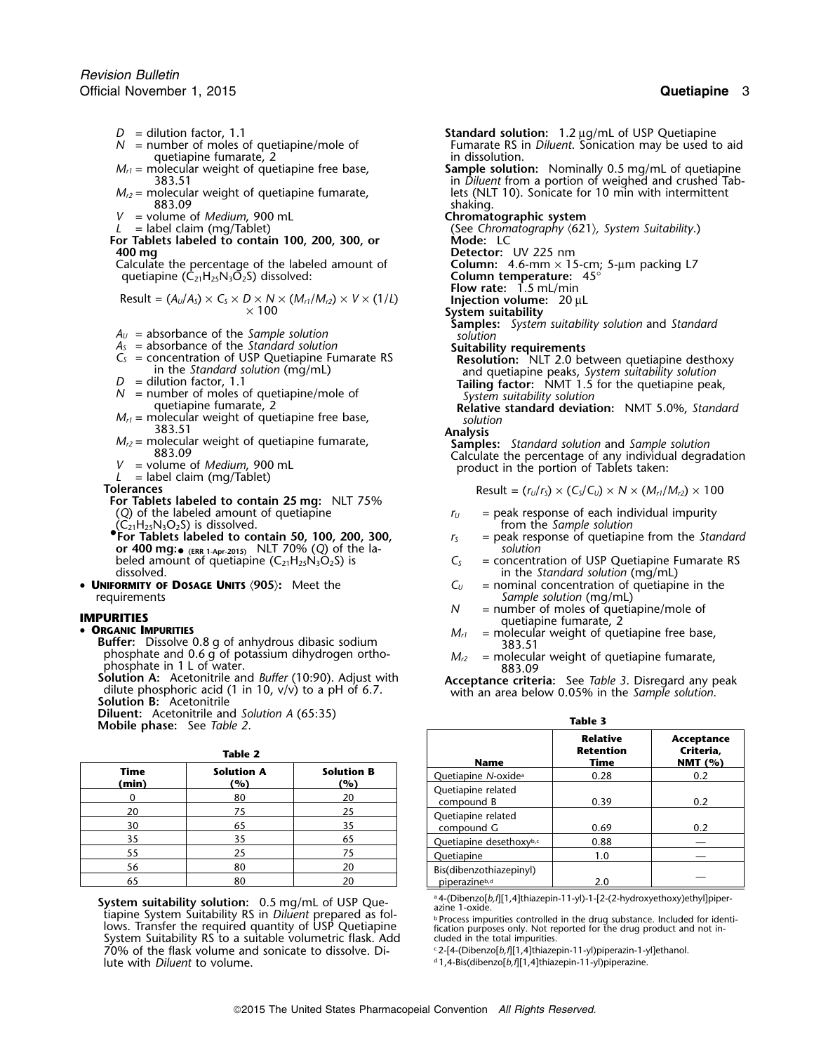$D$ = dilution factor, 1.1
$N$ = number of moles of quetiapine/mole of quetiapine fumarate, 2
$M_{r1}$ = molecular weight of quetiapine free base, 383.51
$M_{r2}$ = molecular weight of quetiapine fumarate, 883.09
$V$ = volume of *Medium*, 900 mL
$L$ = label claim (mg/Tablet)

**For Tablets labeled to contain 100, 200, 300, or 400 mg**

Calculate the percentage of the labeled amount of quetiapine ($C_{21}H_{25}N_3O_2S$) dissolved:

$$\text{Result} = (A_U/A_S) \times C_S \times D \times N \times (M_{r1}/M_{r2}) \times V \times (1/L) \times 100$$

$A_U$ = absorbance of the *Sample solution*
$A_S$ = absorbance of the *Standard solution*
$C_S$ = concentration of USP Quetiapine Fumarate RS in the *Standard solution* (mg/mL)
$D$ = dilution factor, 1.1
$N$ = number of moles of quetiapine/mole of quetiapine fumarate, 2
$M_{r1}$ = molecular weight of quetiapine free base, 383.51
$M_{r2}$ = molecular weight of quetiapine fumarate, 883.09
$V$ = volume of *Medium*, 900 mL
$L$ = label claim (mg/Tablet)

**Tolerances**

**For Tablets labeled to contain 25 mg:** NLT 75% (*Q*) of the labeled amount of quetiapine ($C_{21}H_{25}N_3O_2S$) is dissolved.

•**For Tablets labeled to contain 50, 100, 200, 300, or 400 mg:**• (ERR 1-Apr-2015) NLT 70% (*Q*) of the labeled amount of quetiapine ($C_{21}H_{25}N_3O_2S$) is dissolved.

• **Uniformity of Dosage Units** ⟨905⟩: Meet the requirements

## IMPURITIES

• **Organic Impurities**

**Buffer:** Dissolve 0.8 g of anhydrous dibasic sodium phosphate and 0.6 g of potassium dihydrogen orthophosphate in 1 L of water.

**Solution A:** Acetonitrile and *Buffer* (10:90). Adjust with dilute phosphoric acid (1 in 10, v/v) to a pH of 6.7.

**Solution B:** Acetonitrile

**Diluent:** Acetonitrile and *Solution A* (65:35)

**Mobile phase:** See *Table 2*.

**Table 2**

| Time (min) | Solution A (%) | Solution B (%) |
|---|---|---|
| 0 | 80 | 20 |
| 20 | 75 | 25 |
| 30 | 65 | 35 |
| 35 | 35 | 65 |
| 55 | 25 | 75 |
| 56 | 80 | 20 |
| 65 | 80 | 20 |

**System suitability solution:** 0.5 mg/mL of USP Quetiapine System Suitability RS in *Diluent* prepared as follows. Transfer the required quantity of USP Quetiapine System Suitability RS to a suitable volumetric flask. Add 70% of the flask volume and sonicate to dissolve. Dilute with *Diluent* to volume.

**Standard solution:** 1.2 µg/mL of USP Quetiapine Fumarate RS in *Diluent*. Sonication may be used to aid in dissolution.

**Sample solution:** Nominally 0.5 mg/mL of quetiapine in *Diluent* from a portion of weighed and crushed Tablets (NLT 10). Sonicate for 10 min with intermittent shaking.

**Chromatographic system**

(See *Chromatography* ⟨621⟩, *System Suitability*.)

**Mode:** LC

**Detector:** UV 225 nm

**Column:** 4.6-mm × 15-cm; 5-µm packing L7

**Column temperature:** 45°

**Flow rate:** 1.5 mL/min

**Injection volume:** 20 µL

**System suitability**

**Samples:** *System suitability solution* and *Standard solution*

**Suitability requirements**

**Resolution:** NLT 2.0 between quetiapine desthoxy and quetiapine peaks, *System suitability solution*

**Tailing factor:** NMT 1.5 for the quetiapine peak, *System suitability solution*

**Relative standard deviation:** NMT 5.0%, *Standard solution*

**Analysis**

**Samples:** *Standard solution* and *Sample solution*

Calculate the percentage of any individual degradation product in the portion of Tablets taken:

$$\text{Result} = (r_U/r_S) \times (C_S/C_U) \times N \times (M_{r1}/M_{r2}) \times 100$$

$r_U$ = peak response of each individual impurity from the *Sample solution*
$r_S$ = peak response of quetiapine from the *Standard solution*
$C_S$ = concentration of USP Quetiapine Fumarate RS in the *Standard solution* (mg/mL)
$C_U$ = nominal concentration of quetiapine in the *Sample solution* (mg/mL)
$N$ = number of moles of quetiapine/mole of quetiapine fumarate, 2
$M_{r1}$ = molecular weight of quetiapine free base, 383.51
$M_{r2}$ = molecular weight of quetiapine fumarate, 883.09

**Acceptance criteria:** See *Table 3*. Disregard any peak with an area below 0.05% in the *Sample solution*.

**Table 3**

| Name | Relative Retention Time | Acceptance Criteria, NMT (%) |
|---|---|---|
| Quetiapine *N*-oxide[a] | 0.28 | 0.2 |
| Quetiapine related compound B | 0.39 | 0.2 |
| Quetiapine related compound G | 0.69 | 0.2 |
| Quetiapine desethoxy[b,c] | 0.88 | — |
| Quetiapine | 1.0 | — |
| Bis(dibenzothiazepinyl) piperazine[b,d] | 2.0 | — |

[a] 4-(Dibenzo[*b,f*][1,4]thiazepin-11-yl)-1-[2-(2-hydroxyethoxy)ethyl]piperazine 1-oxide.

[b] Process impurities controlled in the drug substance. Included for identification purposes only. Not reported for the drug product and not included in the total impurities.

[c] 2-[4-(Dibenzo[*b,f*][1,4]thiazepin-11-yl)piperazin-1-yl]ethanol.

[d] 1,4-Bis(dibenzo[*b,f*][1,4]thiazepin-11-yl)piperazine.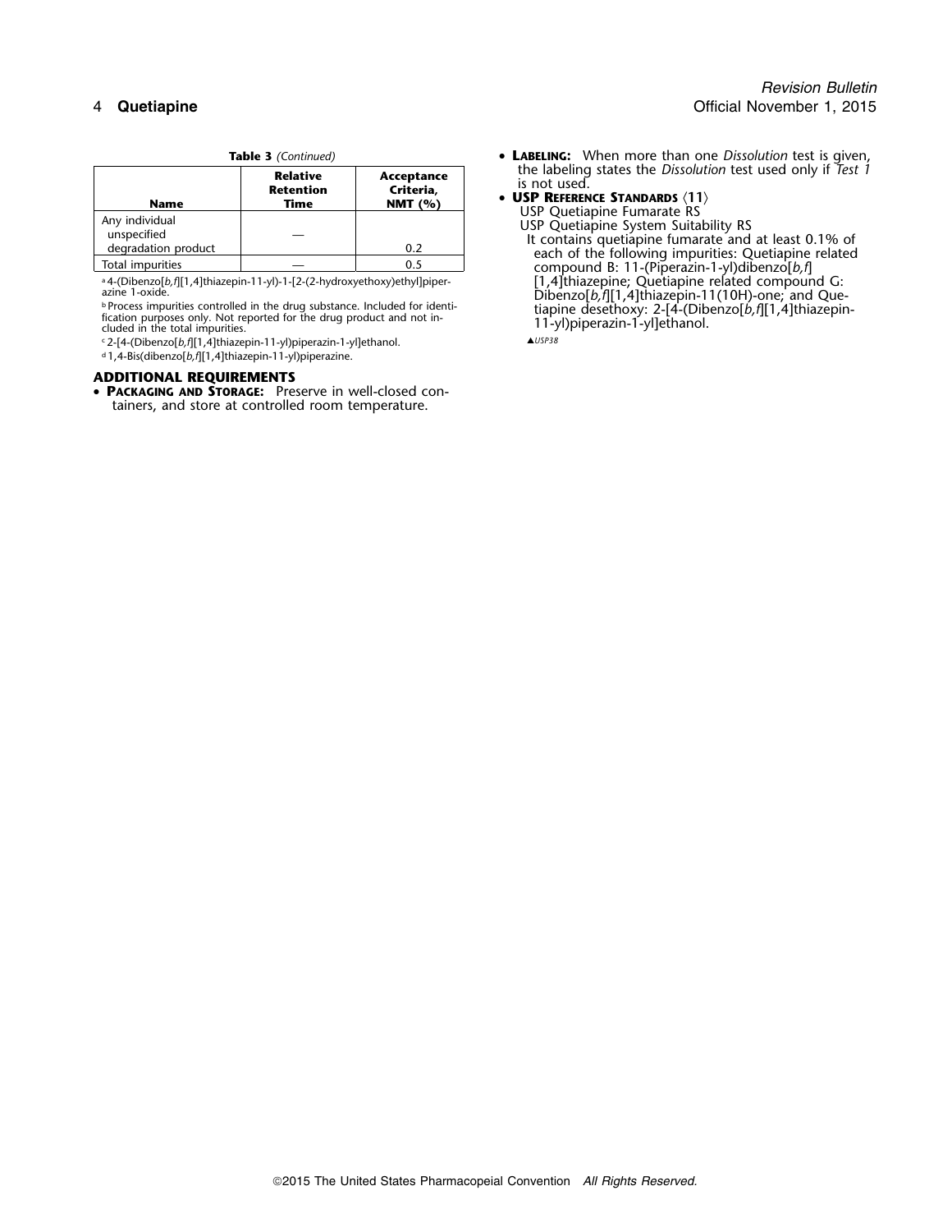**Table 3** *(Continued)*

| Name | Relative Retention Time | Acceptance Criteria, NMT (%) |
|---|---|---|
| Any individual unspecified degradation product | — | 0.2 |
| Total impurities | — | 0.5 |

[a] 4-(Dibenzo[*b,f*][1,4]thiazepin-11-yl)-1-[2-(2-hydroxyethoxy)ethyl]piperazine 1-oxide.

[b] Process impurities controlled in the drug substance. Included for identification purposes only. Not reported for the drug product and not included in the total impurities.

[c] 2-[4-(Dibenzo[*b,f*][1,4]thiazepin-11-yl)piperazin-1-yl]ethanol.

[d] 1,4-Bis(dibenzo[*b,f*][1,4]thiazepin-11-yl)piperazine.

## ADDITIONAL REQUIREMENTS

- **Packaging and Storage:** Preserve in well-closed containers, and store at controlled room temperature.
- **Labeling:** When more than one *Dissolution* test is given, the labeling states the *Dissolution* test used only if *Test 1* is not used.
- **USP Reference Standards** ⟨11⟩
  USP Quetiapine Fumarate RS
  USP Quetiapine System Suitability RS
  It contains quetiapine fumarate and at least 0.1% of each of the following impurities: Quetiapine related compound B: 11-(Piperazin-1-yl)dibenzo[*b,f*][1,4]thiazepine; Quetiapine related compound G: Dibenzo[*b,f*][1,4]thiazepin-11(10H)-one; and Quetiapine desethoxy: 2-[4-(Dibenzo[*b,f*][1,4]thiazepin-11-yl)piperazin-1-yl]ethanol.
  ▲*USP38*